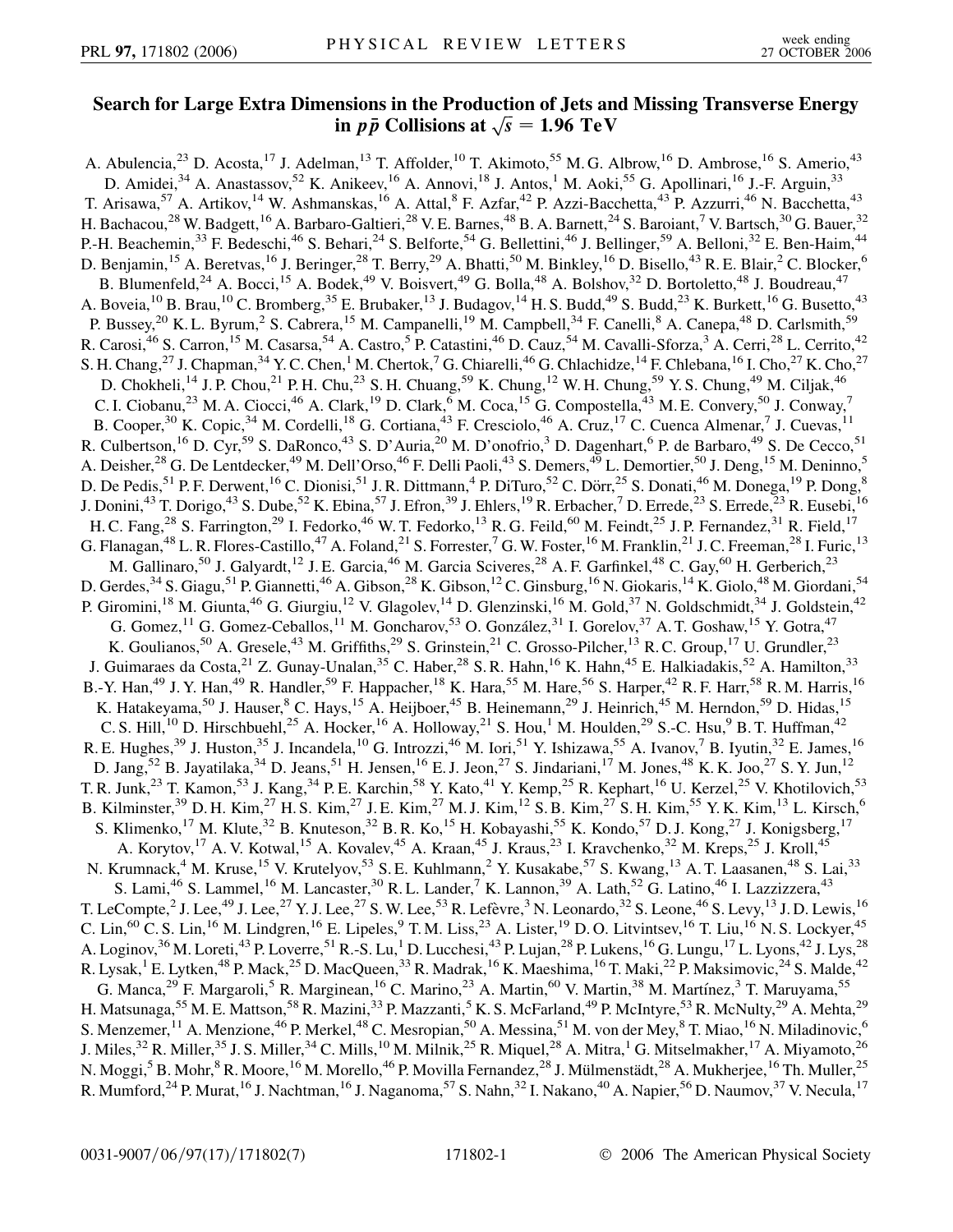# Search for Large Extra Dimensions in the Production of Jets and Missing Transverse Energy in $p\bar{p}$ Collisions at $\sqrt{s} = 1.96$ TeV

A. Abulencia,[23] D. Acosta,[17] J. Adelman,[13] T. Affolder,[10] T. Akimoto,[55] M. G. Albrow,[16] D. Ambrose,[16] S. Amerio,[43] D. Amidei,[34] A. Anastassov,[52] K. Anikeev,[16] A. Annovi,[18] J. Antos,[1] M. Aoki,[55] G. Apollinari,[16] J.-F. Arguin,[33] T. Arisawa,[57] A. Artikov,[14] W. Ashmanskas,[16] A. Attal,[8] F. Azfar,[42] P. Azzi-Bacchetta,[43] P. Azzurri,[46] N. Bacchetta,[43] H. Bachacou,[28] W. Badgett,[16] A. Barbaro-Galtieri,[28] V. E. Barnes,[48] B. A. Barnett,[24] S. Baroiant,[7] V. Bartsch,[30] G. Bauer,[32] P.-H. Beachemin,[33] F. Bedeschi,[46] S. Behari,[24] S. Belforte,[54] G. Bellettini,[46] J. Bellinger,[59] A. Belloni,[32] E. Ben-Haim,[44] D. Benjamin,[15] A. Beretvas,[16] J. Beringer,[28] T. Berry,[29] A. Bhatti,[50] M. Binkley,[16] D. Bisello,[43] R. E. Blair,[2] C. Blocker,[6] B. Blumenfeld,[24] A. Bocci,[15] A. Bodek,[49] V. Boisvert,[49] G. Bolla,[48] A. Bolshov,[32] D. Bortoletto,[48] J. Boudreau,[47] A. Boveia,[10] B. Brau,[10] C. Bromberg,[35] E. Brubaker,[13] J. Budagov,[14] H. S. Budd,[49] S. Budd,[23] K. Burkett,[16] G. Busetto,[43] P. Bussey,[20] K. L. Byrum,[2] S. Cabrera,[15] M. Campanelli,[19] M. Campbell,[34] F. Canelli,[8] A. Canepa,[48] D. Carlsmith,[59] R. Carosi,[46] S. Carron,[15] M. Casarsa,[54] A. Castro,[5] P. Catastini,[46] D. Cauz,[54] M. Cavalli-Sforza,[3] A. Cerri,[28] L. Cerrito,[42] S. H. Chang,[27] J. Chapman,[34] Y. C. Chen,[1] M. Chertok,[7] G. Chiarelli,[46] G. Chlachidze,[14] F. Chlebana,[16] I. Cho,[27] K. Cho,[27] D. Chokheli,[14] J. P. Chou,[21] P. H. Chu,[23] S. H. Chuang,[59] K. Chung,[12] W. H. Chung,[59] Y. S. Chung,[49] M. Ciljak,[46] C. I. Ciobanu,[23] M. A. Ciocci,[46] A. Clark,[19] D. Clark,[6] M. Coca,[15] G. Compostella,[43] M. E. Convery,[50] J. Conway,[7] B. Cooper,[30] K. Copic,[34] M. Cordelli,[18] G. Cortiana,[43] F. Cresciolo,[46] A. Cruz,[17] C. Cuenca Almenar,[7] J. Cuevas,[11] R. Culbertson,[16] D. Cyr,[59] S. DaRonco,[43] S. D'Auria,[20] M. D'onofrio,[3] D. Dagenhart,[6] P. de Barbaro,[49] S. De Cecco,[51] A. Deisher,[28] G. De Lentdecker,[49] M. Dell'Orso,[46] F. Delli Paoli,[43] S. Demers,[49] L. Demortier,[50] J. Deng,[15] M. Deninno,[5] D. De Pedis,[51] P. F. Derwent,[16] C. Dionisi,[51] J. R. Dittmann,[4] P. DiTuro,[52] C. Dörr,[25] S. Donati,[46] M. Donega,[19] P. Dong,[8] J. Donini,[43] T. Dorigo,[43] S. Dube,[52] K. Ebina,[57] J. Efron,[39] J. Ehlers,[19] R. Erbacher,[7] D. Errede,[23] S. Errede,[23] R. Eusebi,[16] H. C. Fang,[28] S. Farrington,[29] I. Fedorko,[46] W. T. Fedorko,[13] R. G. Feild,[60] M. Feindt,[25] J. P. Fernandez,[31] R. Field,[17] G. Flanagan,[48] L. R. Flores-Castillo,[47] A. Foland,[21] S. Forrester,[7] G. W. Foster,[16] M. Franklin,[21] J. C. Freeman,[28] I. Furic,[13] M. Gallinaro,[50] J. Galyardt,[12] J. E. Garcia,[46] M. Garcia Sciveres,[28] A. F. Garfinkel,[48] C. Gay,[60] H. Gerberich,[23] D. Gerdes,[34] S. Giagu,[51] P. Giannetti,[46] A. Gibson,[28] K. Gibson,[12] C. Ginsburg,[16] N. Giokaris,[14] K. Giolo,[48] M. Giordani,[54] P. Giromini,[18] M. Giunta,[46] G. Giurgiu,[12] V. Glagolev,[14] D. Glenzinski,[16] M. Gold,[37] N. Goldschmidt,[34] J. Goldstein,[42] G. Gomez,[11] G. Gomez-Ceballos,[11] M. Goncharov,[53] O. González,[31] I. Gorelov,[37] A. T. Goshaw,[15] Y. Gotra,[47] K. Goulianos,[50] A. Gresele,[43] M. Griffiths,[29] S. Grinstein,[21] C. Grosso-Pilcher,[13] R. C. Group,[17] U. Grundler,[23] J. Guimaraes da Costa,[21] Z. Gunay-Unalan,[35] C. Haber,[28] S. R. Hahn,[16] K. Hahn,[45] E. Halkiadakis,[52] A. Hamilton,[33] B.-Y. Han,[49] J. Y. Han,[49] R. Handler,[59] F. Happacher,[18] K. Hara,[55] M. Hare,[56] S. Harper,[42] R. F. Harr,[58] R. M. Harris,[16] K. Hatakeyama,[50] J. Hauser,[8] C. Hays,[15] A. Heijboer,[45] B. Heinemann,[29] J. Heinrich,[45] M. Herndon,[59] D. Hidas,[15] C. S. Hill,[10] D. Hirschbuehl,[25] A. Hocker,[16] A. Holloway,[21] S. Hou,[1] M. Houlden,[29] S.-C. Hsu,[9] B. T. Huffman,[42] R. E. Hughes,[39] J. Huston,[35] J. Incandela,[10] G. Introzzi,[46] M. Iori,[51] Y. Ishizawa,[55] A. Ivanov,[7] B. Iyutin,[32] E. James,[16] D. Jang,[52] B. Jayatilaka,[34] D. Jeans,[51] H. Jensen,[16] E. J. Jeon,[27] S. Jindariani,[17] M. Jones,[48] K. K. Joo,[27] S. Y. Jun,[12] T. R. Junk,[23] T. Kamon,[53] J. Kang,[34] P. E. Karchin,[58] Y. Kato,[41] Y. Kemp,[25] R. Kephart,[16] U. Kerzel,[25] V. Khotilovich,[53] B. Kilminster,[39] D. H. Kim,[27] H. S. Kim,[27] J. E. Kim,[27] M. J. Kim,[12] S. B. Kim,[27] S. H. Kim,[55] Y. K. Kim,[13] L. Kirsch,[6] S. Klimenko,[17] M. Klute,[32] B. Knuteson,[32] B. R. Ko,[15] H. Kobayashi,[55] K. Kondo,[57] D. J. Kong,[27] J. Konigsberg,[17] A. Korytov,[17] A. V. Kotwal,[15] A. Kovalev,[45] A. Kraan,[45] J. Kraus,[23] I. Kravchenko,[32] M. Kreps,[25] J. Kroll,[45] N. Krumnack,[4] M. Kruse,[15] V. Krutelyov,[53] S. E. Kuhlmann,[2] Y. Kusakabe,[57] S. Kwang,[13] A. T. Laasanen,[48] S. Lai,[33] S. Lami,[46] S. Lammel,[16] M. Lancaster,[30] R. L. Lander,[7] K. Lannon,[39] A. Lath,[52] G. Latino,[46] I. Lazzizzera,[43] T. LeCompte,[2] J. Lee,[49] J. Lee,[27] Y. J. Lee,[27] S. W. Lee,[53] R. Lefèvre,[3] N. Leonardo,[32] S. Leone,[46] S. Levy,[13] J. D. Lewis,[16] C. Lin,[60] C. S. Lin,[16] M. Lindgren,[16] E. Lipeles,[9] T. M. Liss,[23] A. Lister,[19] D. O. Litvintsev,[16] T. Liu,[16] N. S. Lockyer,[45] A. Loginov,[36] M. Loreti,[43] P. Loverre,[51] R.-S. Lu,[1] D. Lucchesi,[43] P. Lujan,[28] P. Lukens,[16] G. Lungu,[17] L. Lyons,[42] J. Lys,[28] R. Lysak,[1] E. Lytken,[48] P. Mack,[25] D. MacQueen,[33] R. Madrak,[16] K. Maeshima,[16] T. Maki,[22] P. Maksimovic,[24] S. Malde,[42] G. Manca,[29] F. Margaroli,[5] R. Marginean,[16] C. Marino,[23] A. Martin,[60] V. Martin,[38] M. Martínez,[3] T. Maruyama,[55] H. Matsunaga,[55] M. E. Mattson,[58] R. Mazini,[33] P. Mazzanti,[5] K. S. McFarland,[49] P. McIntyre,[53] R. McNulty,[29] A. Mehta,[29] S. Menzemer,[11] A. Menzione,[46] P. Merkel,[48] C. Mesropian,[50] A. Messina,[51] M. von der Mey,[8] T. Miao,[16] N. Miladinovic,[6] J. Miles,[32] R. Miller,[35] J. S. Miller,[34] C. Mills,[10] M. Milnik,[25] R. Miquel,[28] A. Mitra,[1] G. Mitselmakher,[17] A. Miyamoto,[26] N. Moggi,[5] B. Mohr,[8] R. Moore,[16] M. Morello,[46] P. Movilla Fernandez,[28] J. Mülmenstädt,[28] A. Mukherjee,[16] Th. Muller,[25] R. Mumford,[24] P. Murat,[16] J. Nachtman,[16] J. Naganoma,[57] S. Nahn,[32] I. Nakano,[40] A. Napier,[56] D. Naumov,[37] V. Necula,[17]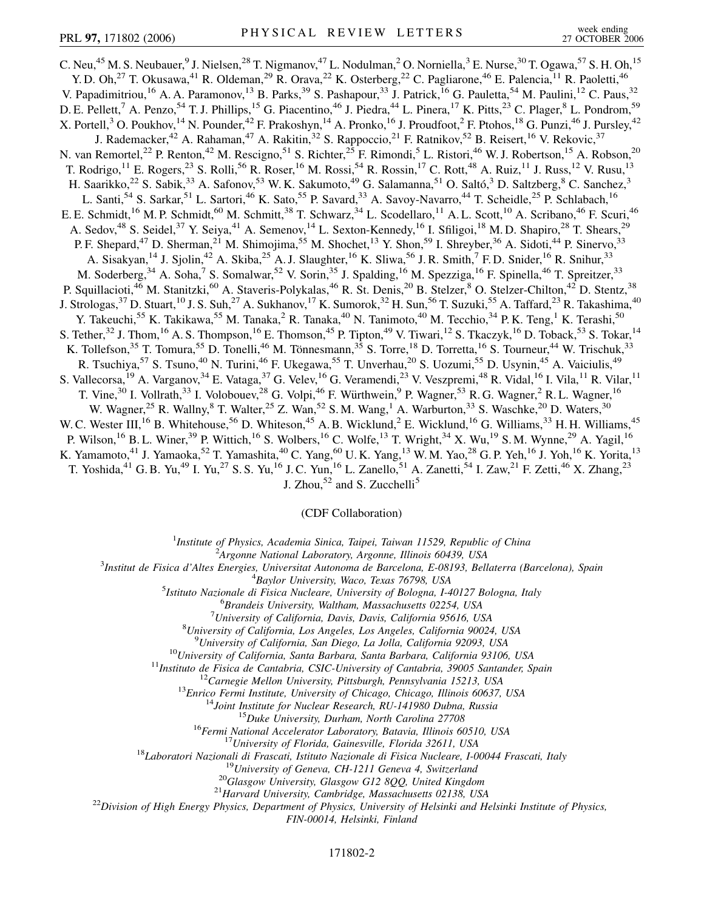C. Neu,[45] M. S. Neubauer,[9] J. Nielsen,[28] T. Nigmanov,[47] L. Nodulman,[2] O. Norniella,[3] E. Nurse,[30] T. Ogawa,[57] S. H. Oh,[15] Y. D. Oh,[27] T. Okusawa,[41] R. Oldeman,[29] R. Orava,[22] K. Osterberg,[22] C. Pagliarone,[46] E. Palencia,[11] R. Paoletti,[46] V. Papadimitriou,[16] A. A. Paramonov,[13] B. Parks,[39] S. Pashapour,[33] J. Patrick,[16] G. Pauletta,[54] M. Paulini,[12] C. Paus,[32] D. E. Pellett,[7] A. Penzo,[54] T. J. Phillips,[15] G. Piacentino,[46] J. Piedra,[44] L. Pinera,[17] K. Pitts,[23] C. Plager,[8] L. Pondrom,[59] X. Portell,[3] O. Poukhov,[14] N. Pounder,[42] F. Prakoshyn,[14] A. Pronko,[16] J. Proudfoot,[2] F. Ptohos,[18] G. Punzi,[46] J. Pursley,[42] J. Rademacker,[42] A. Rahaman,[47] A. Rakitin,[32] S. Rappoccio,[21] F. Ratnikov,[52] B. Reisert,[16] V. Rekovic,[37] N. van Remortel,[22] P. Renton,[42] M. Rescigno,[51] S. Richter,[25] F. Rimondi,[5] L. Ristori,[46] W. J. Robertson,[15] A. Robson,[20] T. Rodrigo,[11] E. Rogers,[23] S. Rolli,[56] R. Roser,[16] M. Rossi,[54] R. Rossin,[17] C. Rott,[48] A. Ruiz,[11] J. Russ,[12] V. Rusu,[13] H. Saarikko,[22] S. Sabik,[33] A. Safonov,[53] W. K. Sakumoto,[49] G. Salamanna,[51] O. Saltó,[3] D. Saltzberg,[8] C. Sanchez,[3] L. Santi,[54] S. Sarkar,[51] L. Sartori,[46] K. Sato,[55] P. Savard,[33] A. Savoy-Navarro,[44] T. Scheidle,[25] P. Schlabach,[16] E. E. Schmidt,[16] M. P. Schmidt,[60] M. Schmitt,[38] T. Schwarz,[34] L. Scodellaro,[11] A. L. Scott,[10] A. Scribano,[46] F. Scuri,[46] A. Sedov,[48] S. Seidel,[37] Y. Seiya,[41] A. Semenov,[14] L. Sexton-Kennedy,[16] I. Sfiligoi,[18] M. D. Shapiro,[28] T. Shears,[29] P. F. Shepard,[47] D. Sherman,[21] M. Shimojima,[55] M. Shochet,[13] Y. Shon,[59] I. Shreyber,[36] A. Sidoti,[44] P. Sinervo,[33] A. Sisakyan,[14] J. Sjolin,[42] A. Skiba,[25] A. J. Slaughter,[16] K. Sliwa,[56] J. R. Smith,[7] F. D. Snider,[16] R. Snihur,[33] M. Soderberg,[34] A. Soha,[7] S. Somalwar,[52] V. Sorin,[35] J. Spalding,[16] M. Spezziga,[16] F. Spinella,[46] T. Spreitzer,[33] P. Squillacioti,[46] M. Stanitzki,[60] A. Staveris-Polykalas,[46] R. St. Denis,[20] B. Stelzer,[8] O. Stelzer-Chilton,[42] D. Stentz,[38] J. Strologas,[37] D. Stuart,[10] J. S. Suh,[27] A. Sukhanov,[17] K. Sumorok,[32] H. Sun,[56] T. Suzuki,[55] A. Taffard,[23] R. Takashima,[40] Y. Takeuchi,[55] K. Takikawa,[55] M. Tanaka,[2] R. Tanaka,[40] N. Tanimoto,[40] M. Tecchio,[34] P. K. Teng,[1] K. Terashi,[50] S. Tether,[32] J. Thom,[16] A. S. Thompson,[16] E. Thomson,[45] P. Tipton,[49] V. Tiwari,[12] S. Tkaczyk,[16] D. Toback,[53] S. Tokar,[14] K. Tollefson,[35] T. Tomura,[55] D. Tonelli,[46] M. Tönnesmann,[35] S. Torre,[18] D. Torretta,[16] S. Tourneur,[44] W. Trischuk,[33] R. Tsuchiya,[57] S. Tsuno,[40] N. Turini,[46] F. Ukegawa,[55] T. Unverhau,[20] S. Uozumi,[55] D. Usynin,[45] A. Vaiciulis,[49] S. Vallecorsa,[19] A. Varganov,[34] E. Vataga,[37] G. Velev,[16] G. Veramendi,[23] V. Veszpremi,[48] R. Vidal,[16] I. Vila,[11] R. Vilar,[11] T. Vine,[30] I. Vollrath,[33] I. Volobouev,[28] G. Volpi,[46] F. Würthwein,[9] P. Wagner,[53] R. G. Wagner,[2] R. L. Wagner,[16] W. Wagner,[25] R. Wallny,[8] T. Walter,[25] Z. Wan,[52] S. M. Wang,[1] A. Warburton,[33] S. Waschke,[20] D. Waters,[30] W. C. Wester III,[16] B. Whitehouse,[56] D. Whiteson,[45] A. B. Wicklund,[2] E. Wicklund,[16] G. Williams,[33] H. H. Williams,[45] P. Wilson,[16] B. L. Winer,[39] P. Wittich,[16] S. Wolbers,[16] C. Wolfe,[13] T. Wright,[34] X. Wu,[19] S. M. Wynne,[29] A. Yagil,[16] K. Yamamoto,[41] J. Yamaoka,[52] T. Yamashita,[40] C. Yang,[60] U. K. Yang,[13] W. M. Yao,[28] G. P. Yeh,[16] J. Yoh,[16] K. Yorita,[13] T. Yoshida,[41] G. B. Yu,[49] I. Yu,[27] S. S. Yu,[16] J. C. Yun,[16] L. Zanello,[51] A. Zanetti,[54] I. Zaw,[21] F. Zetti,[46] X. Zhang,[23] J. Zhou,[52] and S. Zucchelli[5]

(CDF Collaboration)

[1] *Institute of Physics, Academia Sinica, Taipei, Taiwan 11529, Republic of China*  
[2] *Argonne National Laboratory, Argonne, Illinois 60439, USA*  
[3] *Institut de Fisica d'Altes Energies, Universitat Autonoma de Barcelona, E-08193, Bellaterra (Barcelona), Spain*  
[4] *Baylor University, Waco, Texas 76798, USA*  
[5] *Istituto Nazionale di Fisica Nucleare, University of Bologna, I-40127 Bologna, Italy*  
[6] *Brandeis University, Waltham, Massachusetts 02254, USA*  
[7] *University of California, Davis, Davis, California 95616, USA*  
[8] *University of California, Los Angeles, Los Angeles, California 90024, USA*  
[9] *University of California, San Diego, La Jolla, California 92093, USA*  
[10] *University of California, Santa Barbara, Santa Barbara, California 93106, USA*  
[11] *Instituto de Fisica de Cantabria, CSIC-University of Cantabria, 39005 Santander, Spain*  
[12] *Carnegie Mellon University, Pittsburgh, Pennsylvania 15213, USA*  
[13] *Enrico Fermi Institute, University of Chicago, Chicago, Illinois 60637, USA*  
[14] *Joint Institute for Nuclear Research, RU-141980 Dubna, Russia*  
[15] *Duke University, Durham, North Carolina 27708*  
[16] *Fermi National Accelerator Laboratory, Batavia, Illinois 60510, USA*  
[17] *University of Florida, Gainesville, Florida 32611, USA*  
[18] *Laboratori Nazionali di Frascati, Istituto Nazionale di Fisica Nucleare, I-00044 Frascati, Italy*  
[19] *University of Geneva, CH-1211 Geneva 4, Switzerland*  
[20] *Glasgow University, Glasgow G12 8QQ, United Kingdom*  
[21] *Harvard University, Cambridge, Massachusetts 02138, USA*  
[22] *Division of High Energy Physics, Department of Physics, University of Helsinki and Helsinki Institute of Physics, FIN-00014, Helsinki, Finland*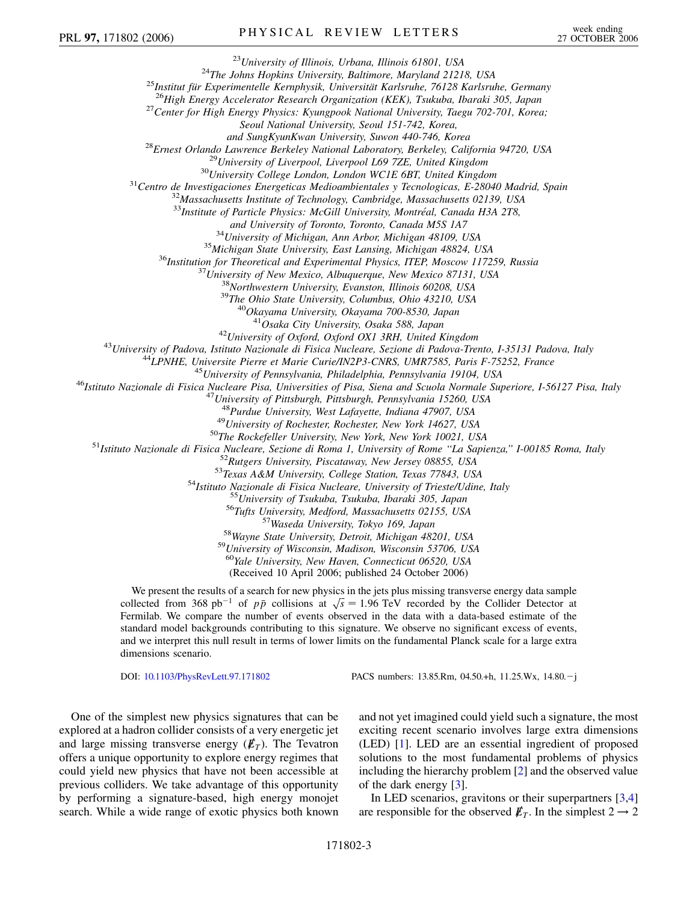[23]University of Illinois, Urbana, Illinois 61801, USA
[24]The Johns Hopkins University, Baltimore, Maryland 21218, USA
[25]Institut für Experimentelle Kernphysik, Universität Karlsruhe, 76128 Karlsruhe, Germany
[26]High Energy Accelerator Research Organization (KEK), Tsukuba, Ibaraki 305, Japan
[27]Center for High Energy Physics: Kyungpook National University, Taegu 702-701, Korea; Seoul National University, Seoul 151-742, Korea, and SungKyunKwan University, Suwon 440-746, Korea
[28]Ernest Orlando Lawrence Berkeley National Laboratory, Berkeley, California 94720, USA
[29]University of Liverpool, Liverpool L69 7ZE, United Kingdom
[30]University College London, London WC1E 6BT, United Kingdom
[31]Centro de Investigaciones Energeticas Medioambientales y Tecnologicas, E-28040 Madrid, Spain
[32]Massachusetts Institute of Technology, Cambridge, Massachusetts 02139, USA
[33]Institute of Particle Physics: McGill University, Montréal, Canada H3A 2T8, and University of Toronto, Toronto, Canada M5S 1A7
[34]University of Michigan, Ann Arbor, Michigan 48109, USA
[35]Michigan State University, East Lansing, Michigan 48824, USA
[36]Institution for Theoretical and Experimental Physics, ITEP, Moscow 117259, Russia
[37]University of New Mexico, Albuquerque, New Mexico 87131, USA
[38]Northwestern University, Evanston, Illinois 60208, USA
[39]The Ohio State University, Columbus, Ohio 43210, USA
[40]Okayama University, Okayama 700-8530, Japan
[41]Osaka City University, Osaka 588, Japan
[42]University of Oxford, Oxford OX1 3RH, United Kingdom
[43]University of Padova, Istituto Nazionale di Fisica Nucleare, Sezione di Padova-Trento, I-35131 Padova, Italy
[44]LPNHE, Universite Pierre et Marie Curie/IN2P3-CNRS, UMR7585, Paris F-75252, France
[45]University of Pennsylvania, Philadelphia, Pennsylvania 19104, USA
[46]Istituto Nazionale di Fisica Nucleare Pisa, Universities of Pisa, Siena and Scuola Normale Superiore, I-56127 Pisa, Italy
[47]University of Pittsburgh, Pittsburgh, Pennsylvania 15260, USA
[48]Purdue University, West Lafayette, Indiana 47907, USA
[49]University of Rochester, Rochester, New York 14627, USA
[50]The Rockefeller University, New York, New York 10021, USA
[51]Istituto Nazionale di Fisica Nucleare, Sezione di Roma 1, University of Rome "La Sapienza," I-00185 Roma, Italy
[52]Rutgers University, Piscataway, New Jersey 08855, USA
[53]Texas A&M University, College Station, Texas 77843, USA
[54]Istituto Nazionale di Fisica Nucleare, University of Trieste/Udine, Italy
[55]University of Tsukuba, Tsukuba, Ibaraki 305, Japan
[56]Tufts University, Medford, Massachusetts 02155, USA
[57]Waseda University, Tokyo 169, Japan
[58]Wayne State University, Detroit, Michigan 48201, USA
[59]University of Wisconsin, Madison, Wisconsin 53706, USA
[60]Yale University, New Haven, Connecticut 06520, USA

(Received 10 April 2006; published 24 October 2006)

We present the results of a search for new physics in the jets plus missing transverse energy data sample collected from 368 pb$^{-1}$ of $p\bar{p}$ collisions at $\sqrt{s} = 1.96$ TeV recorded by the Collider Detector at Fermilab. We compare the number of events observed in the data with a data-based estimate of the standard model backgrounds contributing to this signature. We observe no significant excess of events, and we interpret this null result in terms of lower limits on the fundamental Planck scale for a large extra dimensions scenario.

DOI: 10.1103/PhysRevLett.97.171802 PACS numbers: 13.85.Rm, 04.50.+h, 11.25.Wx, 14.80.−j

One of the simplest new physics signatures that can be explored at a hadron collider consists of a very energetic jet and large missing transverse energy ($\not\!\!E_T$). The Tevatron offers a unique opportunity to explore energy regimes that could yield new physics that have not been accessible at previous colliders. We take advantage of this opportunity by performing a signature-based, high energy monojet search. While a wide range of exotic physics both known and not yet imagined could yield such a signature, the most exciting recent scenario involves large extra dimensions (LED) [1]. LED are an essential ingredient of proposed solutions to the most fundamental problems of physics including the hierarchy problem [2] and the observed value of the dark energy [3].

In LED scenarios, gravitons or their superpartners [3,4] are responsible for the observed $\not\!\!E_T$. In the simplest $2 \rightarrow 2$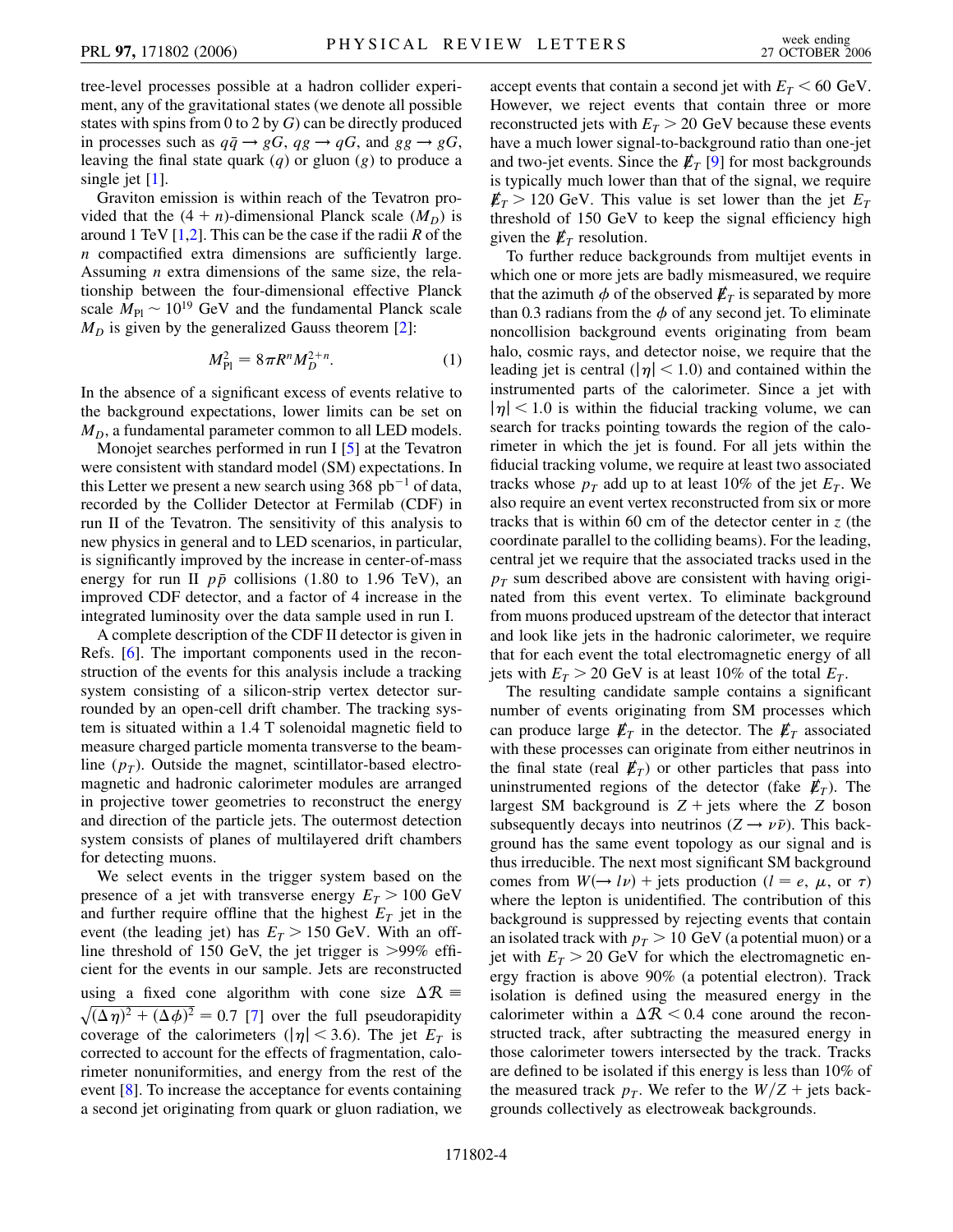tree-level processes possible at a hadron collider experiment, any of the gravitational states (we denote all possible states with spins from 0 to 2 by $G$) can be directly produced in processes such as $q\bar{q} \rightarrow gG$, $qg \rightarrow qG$, and $gg \rightarrow gG$, leaving the final state quark ($q$) or gluon ($g$) to produce a single jet [1].

Graviton emission is within reach of the Tevatron provided that the $(4+n)$-dimensional Planck scale ($M_D$) is around 1 TeV [1,2]. This can be the case if the radii $R$ of the $n$ compactified extra dimensions are sufficiently large. Assuming $n$ extra dimensions of the same size, the relationship between the four-dimensional effective Planck scale $M_{\rm Pl} \sim 10^{19}$ GeV and the fundamental Planck scale $M_D$ is given by the generalized Gauss theorem [2]:

$$M_{\rm Pl}^2 = 8\pi R^n M_D^{2+n}. \tag{1}$$

In the absence of a significant excess of events relative to the background expectations, lower limits can be set on $M_D$, a fundamental parameter common to all LED models.

Monojet searches performed in run I [5] at the Tevatron were consistent with standard model (SM) expectations. In this Letter we present a new search using 368 pb$^{-1}$ of data, recorded by the Collider Detector at Fermilab (CDF) in run II of the Tevatron. The sensitivity of this analysis to new physics in general and to LED scenarios, in particular, is significantly improved by the increase in center-of-mass energy for run II $p\bar{p}$ collisions (1.80 to 1.96 TeV), an improved CDF detector, and a factor of 4 increase in the integrated luminosity over the data sample used in run I.

A complete description of the CDF II detector is given in Refs. [6]. The important components used in the reconstruction of the events for this analysis include a tracking system consisting of a silicon-strip vertex detector surrounded by an open-cell drift chamber. The tracking system is situated within a 1.4 T solenoidal magnetic field to measure charged particle momenta transverse to the beamline ($p_T$). Outside the magnet, scintillator-based electromagnetic and hadronic calorimeter modules are arranged in projective tower geometries to reconstruct the energy and direction of the particle jets. The outermost detection system consists of planes of multilayered drift chambers for detecting muons.

We select events in the trigger system based on the presence of a jet with transverse energy $E_T > 100$ GeV and further require offline that the highest $E_T$ jet in the event (the leading jet) has $E_T > 150$ GeV. With an offline threshold of 150 GeV, the jet trigger is $>99\%$ efficient for the events in our sample. Jets are reconstructed using a fixed cone algorithm with cone size $\Delta\mathcal{R} \equiv \sqrt{(\Delta\eta)^2 + (\Delta\phi)^2} = 0.7$ [7] over the full pseudorapidity coverage of the calorimeters ($|\eta| < 3.6$). The jet $E_T$ is corrected to account for the effects of fragmentation, calorimeter nonuniformities, and energy from the rest of the event [8]. To increase the acceptance for events containing a second jet originating from quark or gluon radiation, we accept events that contain a second jet with $E_T < 60$ GeV. However, we reject events that contain three or more reconstructed jets with $E_T > 20$ GeV because these events have a much lower signal-to-background ratio than one-jet and two-jet events. Since the $\not\!\!E_T$ [9] for most backgrounds is typically much lower than that of the signal, we require $\not\!\!E_T > 120$ GeV. This value is set lower than the jet $E_T$ threshold of 150 GeV to keep the signal efficiency high given the $\not\!\!E_T$ resolution.

To further reduce backgrounds from multijet events in which one or more jets are badly mismeasured, we require that the azimuth $\phi$ of the observed $\not\!\!E_T$ is separated by more than 0.3 radians from the $\phi$ of any second jet. To eliminate noncollision background events originating from beam halo, cosmic rays, and detector noise, we require that the leading jet is central ($|\eta| < 1.0$) and contained within the instrumented parts of the calorimeter. Since a jet with $|\eta| < 1.0$ is within the fiducial tracking volume, we can search for tracks pointing towards the region of the calorimeter in which the jet is found. For all jets within the fiducial tracking volume, we require at least two associated tracks whose $p_T$ add up to at least 10% of the jet $E_T$. We also require an event vertex reconstructed from six or more tracks that is within 60 cm of the detector center in $z$ (the coordinate parallel to the colliding beams). For the leading, central jet we require that the associated tracks used in the $p_T$ sum described above are consistent with having originated from this event vertex. To eliminate background from muons produced upstream of the detector that interact and look like jets in the hadronic calorimeter, we require that for each event the total electromagnetic energy of all jets with $E_T > 20$ GeV is at least 10% of the total $E_T$.

The resulting candidate sample contains a significant number of events originating from SM processes which can produce large $\not\!\!E_T$ in the detector. The $\not\!\!E_T$ associated with these processes can originate from either neutrinos in the final state (real $\not\!\!E_T$) or other particles that pass into uninstrumented regions of the detector (fake $\not\!\!E_T$). The largest SM background is $Z$ + jets where the $Z$ boson subsequently decays into neutrinos ($Z \rightarrow \nu\bar{\nu}$). This background has the same event topology as our signal and is thus irreducible. The next most significant SM background comes from $W(\rightarrow l\nu)$ + jets production ($l = e$, $\mu$, or $\tau$) where the lepton is unidentified. The contribution of this background is suppressed by rejecting events that contain an isolated track with $p_T > 10$ GeV (a potential muon) or a jet with $E_T > 20$ GeV for which the electromagnetic energy fraction is above 90% (a potential electron). Track isolation is defined using the measured energy in the calorimeter within a $\Delta\mathcal{R} < 0.4$ cone around the reconstructed track, after subtracting the measured energy in those calorimeter towers intersected by the track. Tracks are defined to be isolated if this energy is less than 10% of the measured track $p_T$. We refer to the $W/Z$ + jets backgrounds collectively as electroweak backgrounds.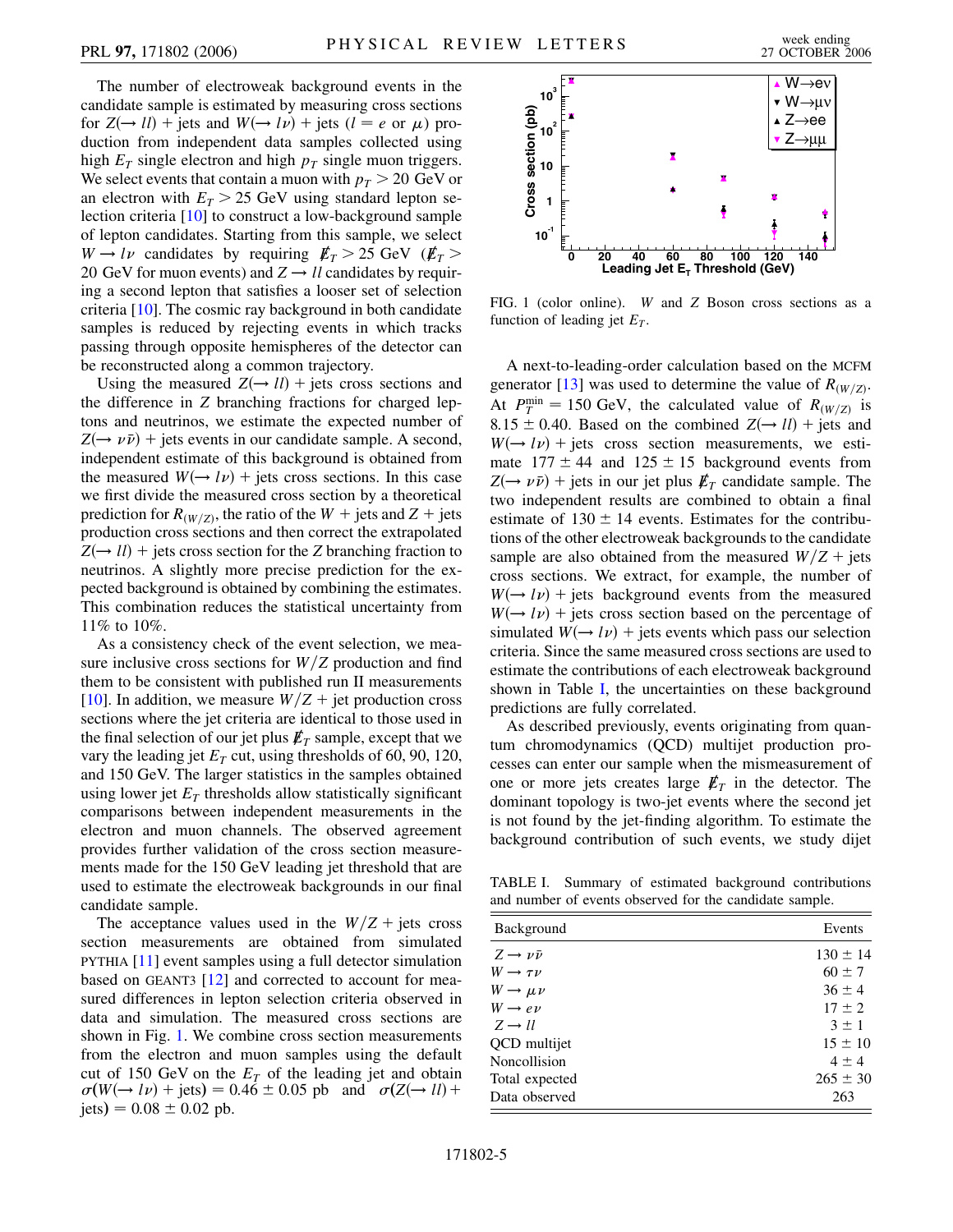The number of electroweak background events in the candidate sample is estimated by measuring cross sections for $Z(\to ll)$ + jets and $W(\to l\nu)$ + jets ($l = e$ or $\mu$) production from independent data samples collected using high $E_T$ single electron and high $p_T$ single muon triggers. We select events that contain a muon with $p_T > 20$ GeV or an electron with $E_T > 25$ GeV using standard lepton selection criteria [10] to construct a low-background sample of lepton candidates. Starting from this sample, we select $W \to l\nu$ candidates by requiring $\not\!\!E_T > 25$ GeV ($\not\!\!E_T > 20$ GeV for muon events) and $Z \to ll$ candidates by requiring a second lepton that satisfies a looser set of selection criteria [10]. The cosmic ray background in both candidate samples is reduced by rejecting events in which tracks passing through opposite hemispheres of the detector can be reconstructed along a common trajectory.

Using the measured $Z(\to ll)$ + jets cross sections and the difference in $Z$ branching fractions for charged leptons and neutrinos, we estimate the expected number of $Z(\to \nu\bar{\nu})$ + jets events in our candidate sample. A second, independent estimate of this background is obtained from the measured $W(\to l\nu)$ + jets cross sections. In this case we first divide the measured cross section by a theoretical prediction for $R_{(W/Z)}$, the ratio of the $W$ + jets and $Z$ + jets production cross sections and then correct the extrapolated $Z(\to ll)$ + jets cross section for the $Z$ branching fraction to neutrinos. A slightly more precise prediction for the expected background is obtained by combining the estimates. This combination reduces the statistical uncertainty from 11% to 10%.

As a consistency check of the event selection, we measure inclusive cross sections for $W/Z$ production and find them to be consistent with published run II measurements [10]. In addition, we measure $W/Z$ + jet production cross sections where the jet criteria are identical to those used in the final selection of our jet plus $\not\!\!E_T$ sample, except that we vary the leading jet $E_T$ cut, using thresholds of 60, 90, 120, and 150 GeV. The larger statistics in the samples obtained using lower jet $E_T$ thresholds allow statistically significant comparisons between independent measurements in the electron and muon channels. The observed agreement provides further validation of the cross section measurements made for the 150 GeV leading jet threshold that are used to estimate the electroweak backgrounds in our final candidate sample.

The acceptance values used in the $W/Z$ + jets cross section measurements are obtained from simulated PYTHIA [11] event samples using a full detector simulation based on GEANT3 [12] and corrected to account for measured differences in lepton selection criteria observed in data and simulation. The measured cross sections are shown in Fig. 1. We combine cross section measurements from the electron and muon samples using the default cut of 150 GeV on the $E_T$ of the leading jet and obtain $\sigma(W(\to l\nu) + \text{jets}) = 0.46 \pm 0.05$ pb and $\sigma(Z(\to ll) + \text{jets}) = 0.08 \pm 0.02$ pb.

FIG. 1 (color online). $W$ and $Z$ Boson cross sections as a function of leading jet $E_T$.

A next-to-leading-order calculation based on the MCFM generator [13] was used to determine the value of $R_{(W/Z)}$. At $P_T^{\min} = 150$ GeV, the calculated value of $R_{(W/Z)}$ is $8.15 \pm 0.40$. Based on the combined $Z(\to ll)$ + jets and $W(\to l\nu)$ + jets cross section measurements, we estimate $177 \pm 44$ and $125 \pm 15$ background events from $Z(\to \nu\bar{\nu})$ + jets in our jet plus $\not\!\!E_T$ candidate sample. The two independent results are combined to obtain a final estimate of $130 \pm 14$ events. Estimates for the contributions of the other electroweak backgrounds to the candidate sample are also obtained from the measured $W/Z$ + jets cross sections. We extract, for example, the number of $W(\to l\nu)$ + jets background events from the measured $W(\to l\nu)$ + jets cross section based on the percentage of simulated $W(\to l\nu)$ + jets events which pass our selection criteria. Since the same measured cross sections are used to estimate the contributions of each electroweak background shown in Table I, the uncertainties on these background predictions are fully correlated.

As described previously, events originating from quantum chromodynamics (QCD) multijet production processes can enter our sample when the mismeasurement of one or more jets creates large $\not\!\!E_T$ in the detector. The dominant topology is two-jet events where the second jet is not found by the jet-finding algorithm. To estimate the background contribution of such events, we study dijet

TABLE I. Summary of estimated background contributions and number of events observed for the candidate sample.

| Background | Events |
|---|---|
| $Z \to \nu\bar{\nu}$ | $130 \pm 14$ |
| $W \to \tau\nu$ | $60 \pm 7$ |
| $W \to \mu\nu$ | $36 \pm 4$ |
| $W \to e\nu$ | $17 \pm 2$ |
| $Z \to ll$ | $3 \pm 1$ |
| QCD multijet | $15 \pm 10$ |
| Noncollision | $4 \pm 4$ |
| Total expected | $265 \pm 30$ |
| Data observed | 263 |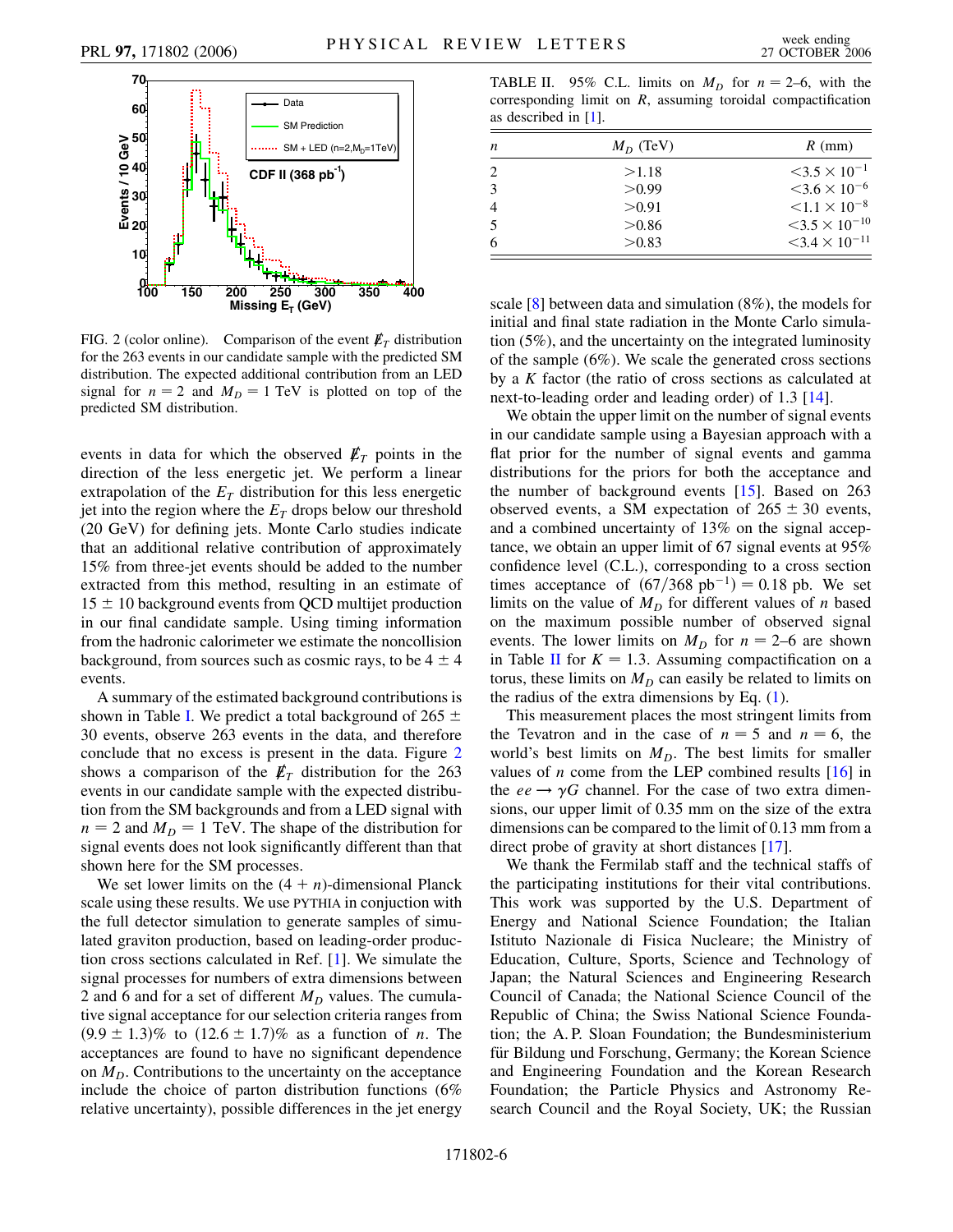FIG. 2 (color online). Comparison of the event $\not\!\!E_T$ distribution for the 263 events in our candidate sample with the predicted SM distribution. The expected additional contribution from an LED signal for $n = 2$ and $M_D = 1$ TeV is plotted on top of the predicted SM distribution.

events in data for which the observed $\not\!\!E_T$ points in the direction of the less energetic jet. We perform a linear extrapolation of the $E_T$ distribution for this less energetic jet into the region where the $E_T$ drops below our threshold (20 GeV) for defining jets. Monte Carlo studies indicate that an additional relative contribution of approximately 15% from three-jet events should be added to the number extracted from this method, resulting in an estimate of $15 \pm 10$ background events from QCD multijet production in our final candidate sample. Using timing information from the hadronic calorimeter we estimate the noncollision background, from sources such as cosmic rays, to be $4 \pm 4$ events.

A summary of the estimated background contributions is shown in Table I. We predict a total background of $265 \pm 30$ events, observe 263 events in the data, and therefore conclude that no excess is present in the data. Figure 2 shows a comparison of the $\not\!\!E_T$ distribution for the 263 events in our candidate sample with the expected distribution from the SM backgrounds and from a LED signal with $n = 2$ and $M_D = 1$ TeV. The shape of the distribution for signal events does not look significantly different than that shown here for the SM processes.

We set lower limits on the $(4 + n)$-dimensional Planck scale using these results. We use PYTHIA in conjuction with the full detector simulation to generate samples of simulated graviton production, based on leading-order production cross sections calculated in Ref. [1]. We simulate the signal processes for numbers of extra dimensions between 2 and 6 and for a set of different $M_D$ values. The cumulative signal acceptance for our selection criteria ranges from $(9.9 \pm 1.3)\%$ to $(12.6 \pm 1.7)\%$ as a function of $n$. The acceptances are found to have no significant dependence on $M_D$. Contributions to the uncertainty on the acceptance include the choice of parton distribution functions (6% relative uncertainty), possible differences in the jet energy scale [8] between data and simulation (8%), the models for initial and final state radiation in the Monte Carlo simulation (5%), and the uncertainty on the integrated luminosity of the sample (6%). We scale the generated cross sections by a $K$ factor (the ratio of cross sections as calculated at next-to-leading order and leading order) of 1.3 [14].

TABLE II. 95% C.L. limits on $M_D$ for $n = 2$–6, with the corresponding limit on $R$, assuming toroidal compactification as described in [1].

| $n$ | $M_D$ (TeV) | $R$ (mm) |
|---|---|---|
| 2 | $>1.18$ | $<3.5 \times 10^{-1}$ |
| 3 | $>0.99$ | $<3.6 \times 10^{-6}$ |
| 4 | $>0.91$ | $<1.1 \times 10^{-8}$ |
| 5 | $>0.86$ | $<3.5 \times 10^{-10}$ |
| 6 | $>0.83$ | $<3.4 \times 10^{-11}$ |

We obtain the upper limit on the number of signal events in our candidate sample using a Bayesian approach with a flat prior for the number of signal events and gamma distributions for the priors for both the acceptance and the number of background events [15]. Based on 263 observed events, a SM expectation of $265 \pm 30$ events, and a combined uncertainty of 13% on the signal acceptance, we obtain an upper limit of 67 signal events at 95% confidence level (C.L.), corresponding to a cross section times acceptance of $(67/368\ \text{pb}^{-1}) = 0.18$ pb. We set limits on the value of $M_D$ for different values of $n$ based on the maximum possible number of observed signal events. The lower limits on $M_D$ for $n = 2$–6 are shown in Table II for $K = 1.3$. Assuming compactification on a torus, these limits on $M_D$ can easily be related to limits on the radius of the extra dimensions by Eq. (1).

This measurement places the most stringent limits from the Tevatron and in the case of $n = 5$ and $n = 6$, the world's best limits on $M_D$. The best limits for smaller values of $n$ come from the LEP combined results [16] in the $ee \rightarrow \gamma G$ channel. For the case of two extra dimensions, our upper limit of 0.35 mm on the size of the extra dimensions can be compared to the limit of 0.13 mm from a direct probe of gravity at short distances [17].

We thank the Fermilab staff and the technical staffs of the participating institutions for their vital contributions. This work was supported by the U.S. Department of Energy and National Science Foundation; the Italian Istituto Nazionale di Fisica Nucleare; the Ministry of Education, Culture, Sports, Science and Technology of Japan; the Natural Sciences and Engineering Research Council of Canada; the National Science Council of the Republic of China; the Swiss National Science Foundation; the A. P. Sloan Foundation; the Bundesministerium für Bildung und Forschung, Germany; the Korean Science and Engineering Foundation and the Korean Research Foundation; the Particle Physics and Astronomy Research Council and the Royal Society, UK; the Russian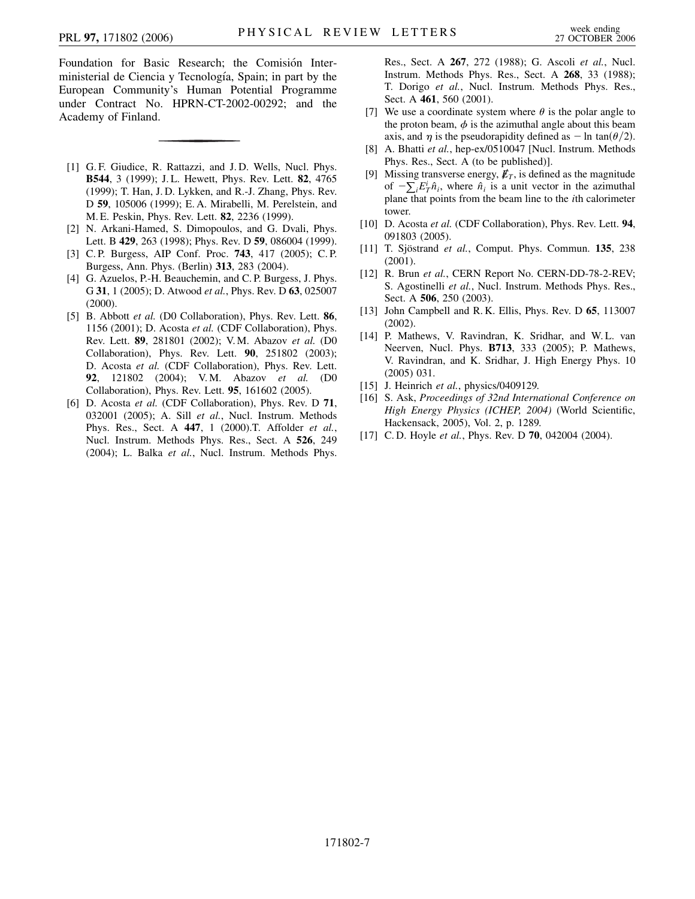Foundation for Basic Research; the Comisión Interministerial de Ciencia y Tecnología, Spain; in part by the European Community's Human Potential Programme under Contract No. HPRN-CT-2002-00292; and the Academy of Finland.

---

[1] G. F. Giudice, R. Rattazzi, and J. D. Wells, Nucl. Phys. **B544**, 3 (1999); J. L. Hewett, Phys. Rev. Lett. **82**, 4765 (1999); T. Han, J. D. Lykken, and R.-J. Zhang, Phys. Rev. D **59**, 105006 (1999); E. A. Mirabelli, M. Perelstein, and M. E. Peskin, Phys. Rev. Lett. **82**, 2236 (1999).

[2] N. Arkani-Hamed, S. Dimopoulos, and G. Dvali, Phys. Lett. B **429**, 263 (1998); Phys. Rev. D **59**, 086004 (1999).

[3] C. P. Burgess, AIP Conf. Proc. **743**, 417 (2005); C. P. Burgess, Ann. Phys. (Berlin) **313**, 283 (2004).

[4] G. Azuelos, P.-H. Beauchemin, and C. P. Burgess, J. Phys. G **31**, 1 (2005); D. Atwood *et al.*, Phys. Rev. D **63**, 025007 (2000).

[5] B. Abbott *et al.* (D0 Collaboration), Phys. Rev. Lett. **86**, 1156 (2001); D. Acosta *et al.* (CDF Collaboration), Phys. Rev. Lett. **89**, 281801 (2002); V. M. Abazov *et al.* (D0 Collaboration), Phys. Rev. Lett. **90**, 251802 (2003); D. Acosta *et al.* (CDF Collaboration), Phys. Rev. Lett. **92**, 121802 (2004); V. M. Abazov *et al.* (D0 Collaboration), Phys. Rev. Lett. **95**, 161602 (2005).

[6] D. Acosta *et al.* (CDF Collaboration), Phys. Rev. D **71**, 032001 (2005); A. Sill *et al.*, Nucl. Instrum. Methods Phys. Res., Sect. A **447**, 1 (2000).T. Affolder *et al.*, Nucl. Instrum. Methods Phys. Res., Sect. A **526**, 249 (2004); L. Balka *et al.*, Nucl. Instrum. Methods Phys. Res., Sect. A **267**, 272 (1988); G. Ascoli *et al.*, Nucl. Instrum. Methods Phys. Res., Sect. A **268**, 33 (1988); T. Dorigo *et al.*, Nucl. Instrum. Methods Phys. Res., Sect. A **461**, 560 (2001).

[7] We use a coordinate system where $\theta$ is the polar angle to the proton beam, $\phi$ is the azimuthal angle about this beam axis, and $\eta$ is the pseudorapidity defined as $-\ln\tan(\theta/2)$.

[8] A. Bhatti *et al.*, hep-ex/0510047 [Nucl. Instrum. Methods Phys. Res., Sect. A (to be published)].

[9] Missing transverse energy, $\not{E}_T$, is defined as the magnitude of $-\sum_i E_T^i \hat{n}_i$, where $\hat{n}_i$ is a unit vector in the azimuthal plane that points from the beam line to the $i$th calorimeter tower.

[10] D. Acosta *et al.* (CDF Collaboration), Phys. Rev. Lett. **94**, 091803 (2005).

[11] T. Sjöstrand *et al.*, Comput. Phys. Commun. **135**, 238 (2001).

[12] R. Brun *et al.*, CERN Report No. CERN-DD-78-2-REV; S. Agostinelli *et al.*, Nucl. Instrum. Methods Phys. Res., Sect. A **506**, 250 (2003).

[13] John Campbell and R. K. Ellis, Phys. Rev. D **65**, 113007 (2002).

[14] P. Mathews, V. Ravindran, K. Sridhar, and W. L. van Neerven, Nucl. Phys. **B713**, 333 (2005); P. Mathews, V. Ravindran, and K. Sridhar, J. High Energy Phys. 10 (2005) 031.

[15] J. Heinrich *et al.*, physics/0409129.

[16] S. Ask, *Proceedings of 32nd International Conference on High Energy Physics (ICHEP, 2004)* (World Scientific, Hackensack, 2005), Vol. 2, p. 1289.

[17] C. D. Hoyle *et al.*, Phys. Rev. D **70**, 042004 (2004).